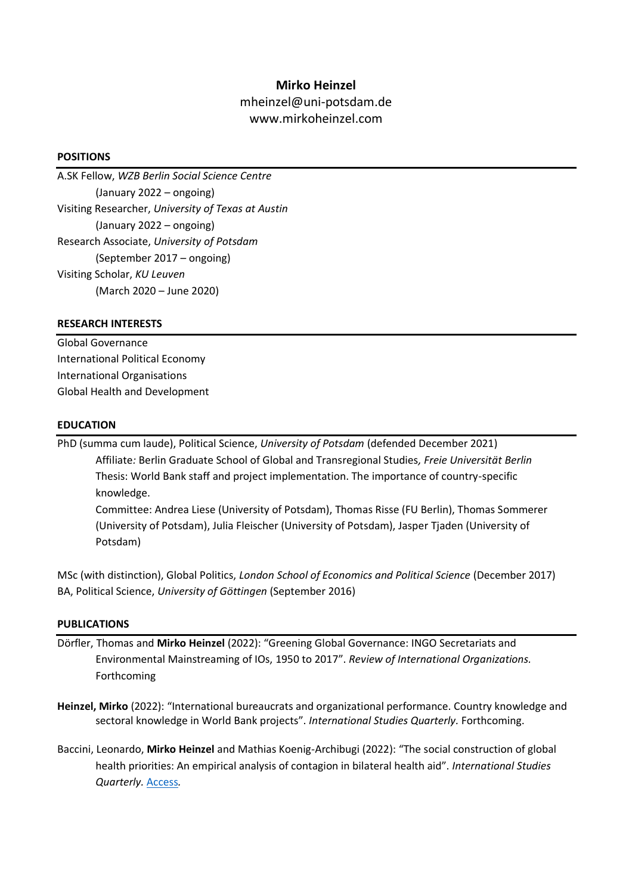# Mirko Heinzel

mheinzel@uni-potsdam.de
www.mirkoheinzel.com

## POSITIONS

A.SK Fellow, *WZB Berlin Social Science Centre*
(January 2022 – ongoing)

Visiting Researcher, *University of Texas at Austin*
(January 2022 – ongoing)

Research Associate, *University of Potsdam*
(September 2017 – ongoing)

Visiting Scholar, *KU Leuven*
(March 2020 – June 2020)

## RESEARCH INTERESTS

Global Governance
International Political Economy
International Organisations
Global Health and Development

## EDUCATION

PhD (summa cum laude), Political Science, *University of Potsdam* (defended December 2021)
Affiliate*:* Berlin Graduate School of Global and Transregional Studies*, Freie Universität Berlin*
Thesis: World Bank staff and project implementation. The importance of country-specific knowledge.
Committee: Andrea Liese (University of Potsdam), Thomas Risse (FU Berlin), Thomas Sommerer (University of Potsdam), Julia Fleischer (University of Potsdam), Jasper Tjaden (University of Potsdam)

MSc (with distinction), Global Politics, *London School of Economics and Political Science* (December 2017)
BA, Political Science, *University of Göttingen* (September 2016)

## PUBLICATIONS

Dörfler, Thomas and **Mirko Heinzel** (2022): "Greening Global Governance: INGO Secretariats and Environmental Mainstreaming of IOs, 1950 to 2017". *Review of International Organizations.* Forthcoming

**Heinzel, Mirko** (2022): "International bureaucrats and organizational performance. Country knowledge and sectoral knowledge in World Bank projects". *International Studies Quarterly.* Forthcoming.

Baccini, Leonardo, **Mirko Heinzel** and Mathias Koenig-Archibugi (2022): "The social construction of global health priorities: An empirical analysis of contagion in bilateral health aid". *International Studies Quarterly.* Access*.*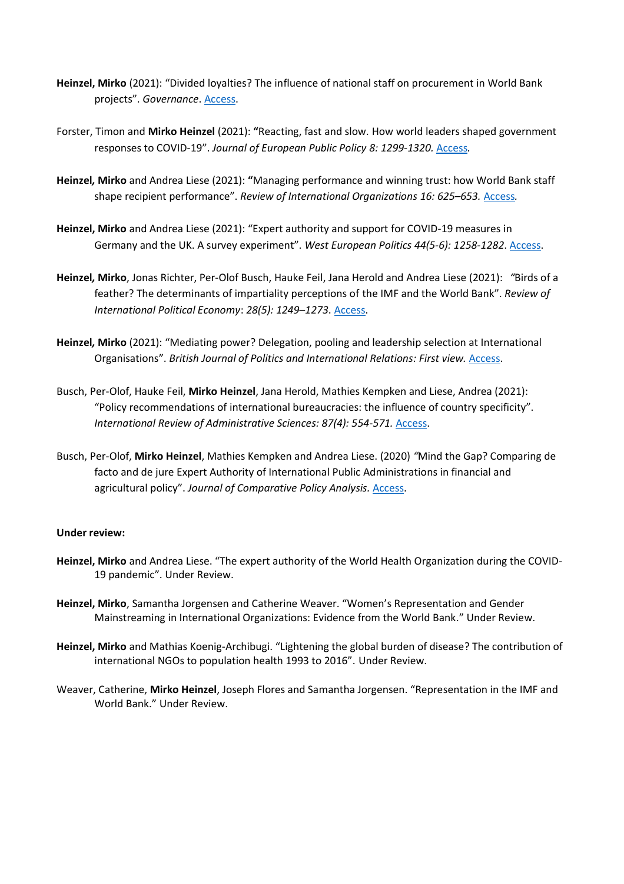**Heinzel, Mirko** (2021): "Divided loyalties? The influence of national staff on procurement in World Bank projects". *Governance*. Access.

Forster, Timon and **Mirko Heinzel** (2021): **"**Reacting, fast and slow. How world leaders shaped government responses to COVID-19". *Journal of European Public Policy 8: 1299-1320.* Access.

**Heinzel*,* Mirko** and Andrea Liese (2021): **"**Managing performance and winning trust: how World Bank staff shape recipient performance". *Review of International Organizations 16: 625–653.* Access.

**Heinzel, Mirko** and Andrea Liese (2021): "Expert authority and support for COVID-19 measures in Germany and the UK. A survey experiment". *West European Politics 44(5-6): 1258-1282*. Access.

**Heinzel*,* Mirko**, Jonas Richter, Per-Olof Busch, Hauke Feil, Jana Herold and Andrea Liese (2021): *"*Birds of a feather? The determinants of impartiality perceptions of the IMF and the World Bank". *Review of International Political Economy*: *28(5): 1249–1273*. Access.

**Heinzel*,* Mirko** (2021): "Mediating power? Delegation, pooling and leadership selection at International Organisations". *British Journal of Politics and International Relations: First view.* Access.

Busch, Per-Olof, Hauke Feil, **Mirko Heinzel**, Jana Herold, Mathies Kempken and Liese, Andrea (2021): "Policy recommendations of international bureaucracies: the influence of country specificity". *International Review of Administrative Sciences: 87(4): 554-571.* Access.

Busch, Per-Olof, **Mirko Heinzel**, Mathies Kempken and Andrea Liese. (2020) *"*Mind the Gap? Comparing de facto and de jure Expert Authority of International Public Administrations in financial and agricultural policy". *Journal of Comparative Policy Analysis.* Access.

**Under review:**

**Heinzel, Mirko** and Andrea Liese. "The expert authority of the World Health Organization during the COVID-19 pandemic". Under Review.

**Heinzel, Mirko**, Samantha Jorgensen and Catherine Weaver. "Women's Representation and Gender Mainstreaming in International Organizations: Evidence from the World Bank." Under Review.

**Heinzel, Mirko** and Mathias Koenig-Archibugi. "Lightening the global burden of disease? The contribution of international NGOs to population health 1993 to 2016". Under Review.

Weaver, Catherine, **Mirko Heinzel**, Joseph Flores and Samantha Jorgensen. "Representation in the IMF and World Bank." Under Review.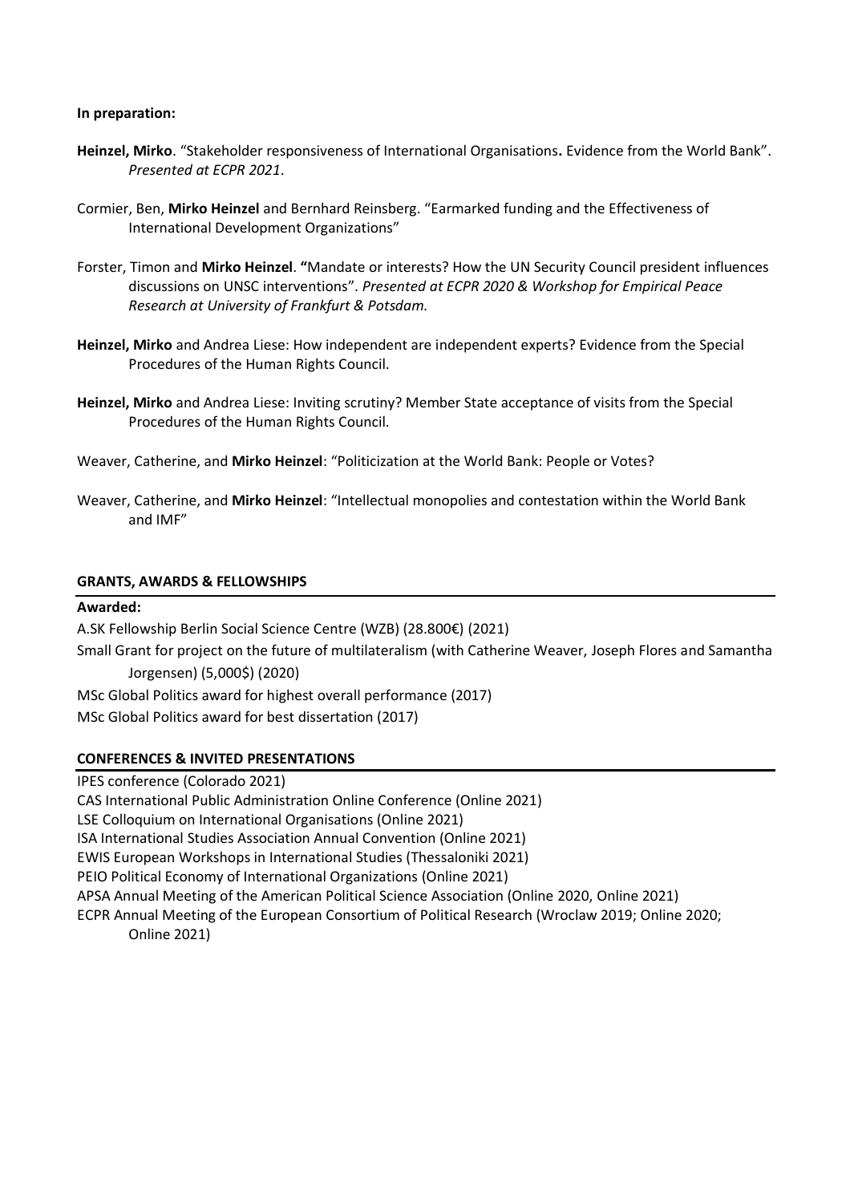**In preparation:**

**Heinzel, Mirko**. "Stakeholder responsiveness of International Organisations**.** Evidence from the World Bank". *Presented at ECPR 2021*.

Cormier, Ben, **Mirko Heinzel** and Bernhard Reinsberg. "Earmarked funding and the Effectiveness of International Development Organizations"

Forster, Timon and **Mirko Heinzel**. **"**Mandate or interests? How the UN Security Council president influences discussions on UNSC interventions". *Presented at ECPR 2020 & Workshop for Empirical Peace Research at University of Frankfurt & Potsdam.*

**Heinzel, Mirko** and Andrea Liese: How independent are independent experts? Evidence from the Special Procedures of the Human Rights Council.

**Heinzel, Mirko** and Andrea Liese: Inviting scrutiny? Member State acceptance of visits from the Special Procedures of the Human Rights Council.

Weaver, Catherine, and **Mirko Heinzel**: "Politicization at the World Bank: People or Votes?

Weaver, Catherine, and **Mirko Heinzel**: "Intellectual monopolies and contestation within the World Bank and IMF"

## GRANTS, AWARDS & FELLOWSHIPS

**Awarded:**

A.SK Fellowship Berlin Social Science Centre (WZB) (28.800€) (2021)

Small Grant for project on the future of multilateralism (with Catherine Weaver, Joseph Flores and Samantha Jorgensen) (5,000$) (2020)

MSc Global Politics award for highest overall performance (2017)

MSc Global Politics award for best dissertation (2017)

## CONFERENCES & INVITED PRESENTATIONS

IPES conference (Colorado 2021)
CAS International Public Administration Online Conference (Online 2021)
LSE Colloquium on International Organisations (Online 2021)
ISA International Studies Association Annual Convention (Online 2021)
EWIS European Workshops in International Studies (Thessaloniki 2021)
PEIO Political Economy of International Organizations (Online 2021)
APSA Annual Meeting of the American Political Science Association (Online 2020, Online 2021)
ECPR Annual Meeting of the European Consortium of Political Research (Wroclaw 2019; Online 2020; Online 2021)